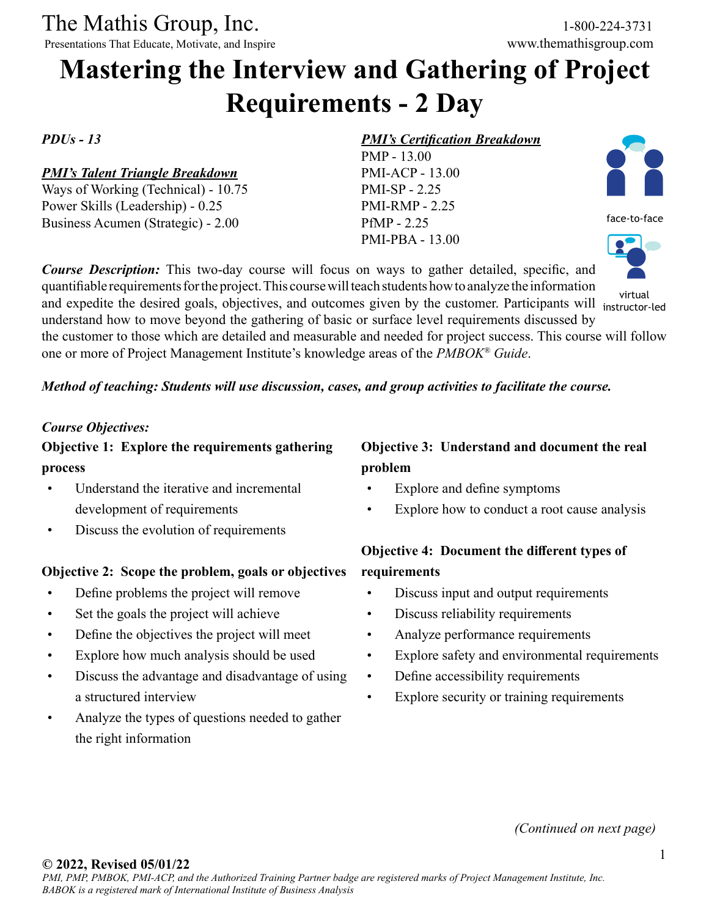The Mathis Group, Inc.

Presentations That Educate, Motivate, and Inspire

1-800-224-3731

www.themathisgroup.com

# Mastering the Interview and Gathering of Project Requirements - 2 Day

*PDUs - 13*

***PMI's Talent Triangle Breakdown***

Ways of Working (Technical) - 10.75

Power Skills (Leadership) - 0.25

Business Acumen (Strategic) - 2.00

***PMI's Certification Breakdown***

PMP - 13.00

PMI-ACP - 13.00

PMI-SP - 2.25

PMI-RMP - 2.25

PfMP - 2.25

PMI-PBA - 13.00

face-to-face

virtual instructor-led

***Course Description:*** This two-day course will focus on ways to gather detailed, specific, and quantifiable requirements for the project. This course will teach students how to analyze the information and expedite the desired goals, objectives, and outcomes given by the customer. Participants will understand how to move beyond the gathering of basic or surface level requirements discussed by the customer to those which are detailed and measurable and needed for project success. This course will follow one or more of Project Management Institute's knowledge areas of the *PMBOK® Guide*.

***Method of teaching: Students will use discussion, cases, and group activities to facilitate the course.***

*Course Objectives:*

**Objective 1: Explore the requirements gathering process**

- Understand the iterative and incremental development of requirements
- Discuss the evolution of requirements

**Objective 2: Scope the problem, goals or objectives**

- Define problems the project will remove
- Set the goals the project will achieve
- Define the objectives the project will meet
- Explore how much analysis should be used
- Discuss the advantage and disadvantage of using a structured interview
- Analyze the types of questions needed to gather the right information

**Objective 3: Understand and document the real problem**

- Explore and define symptoms
- Explore how to conduct a root cause analysis

**Objective 4: Document the different types of requirements**

- Discuss input and output requirements
- Discuss reliability requirements
- Analyze performance requirements
- Explore safety and environmental requirements
- Define accessibility requirements
- Explore security or training requirements

*(Continued on next page)*

**© 2022, Revised 05/01/22**

*PMI, PMP, PMBOK, PMI-ACP, and the Authorized Training Partner badge are registered marks of Project Management Institute, Inc.*
*BABOK is a registered mark of International Institute of Business Analysis*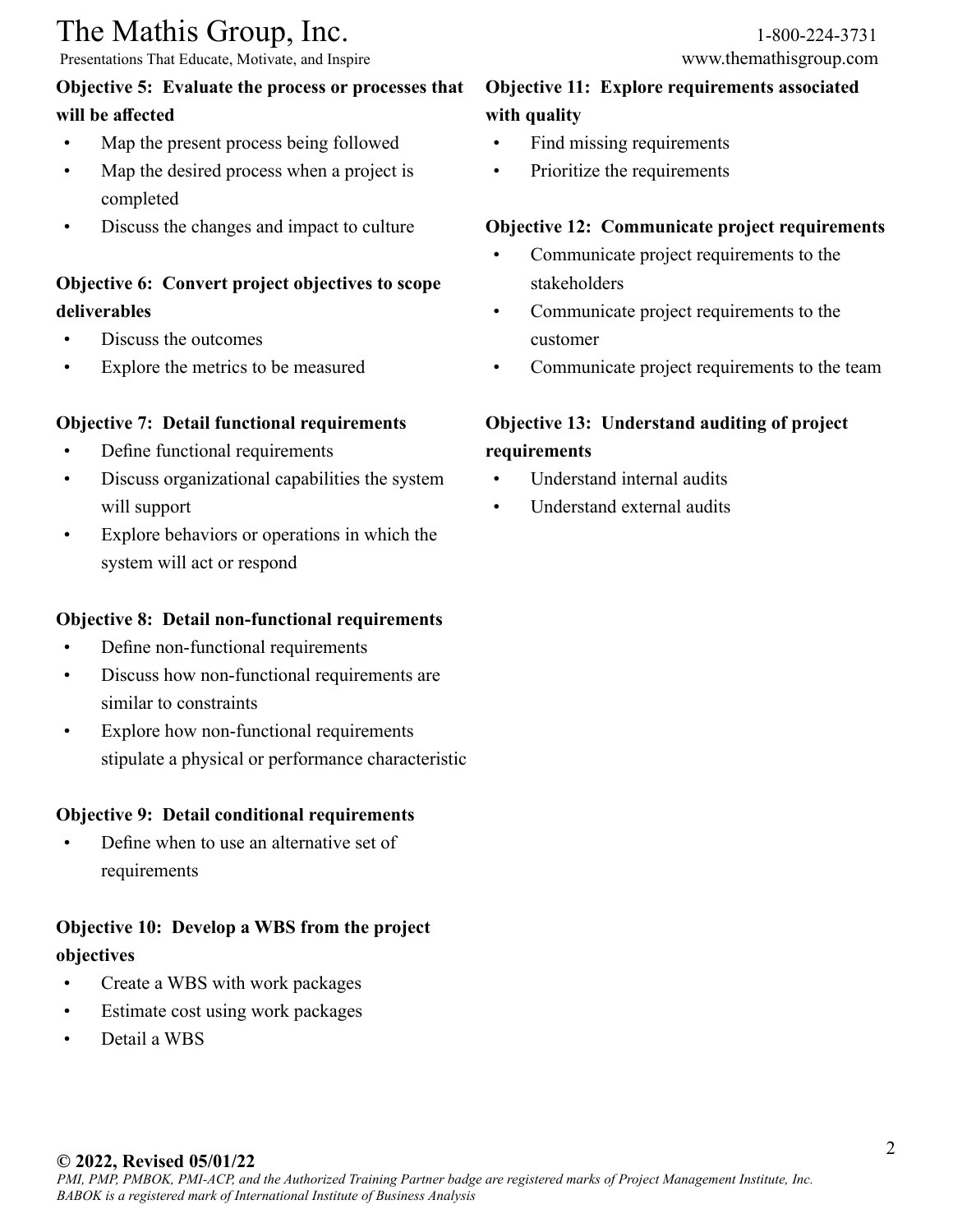**Objective 5: Evaluate the process or processes that will be affected**

- Map the present process being followed
- Map the desired process when a project is completed
- Discuss the changes and impact to culture

**Objective 6: Convert project objectives to scope deliverables**

- Discuss the outcomes
- Explore the metrics to be measured

**Objective 7: Detail functional requirements**

- Define functional requirements
- Discuss organizational capabilities the system will support
- Explore behaviors or operations in which the system will act or respond

**Objective 8: Detail non-functional requirements**

- Define non-functional requirements
- Discuss how non-functional requirements are similar to constraints
- Explore how non-functional requirements stipulate a physical or performance characteristic

**Objective 9: Detail conditional requirements**

- Define when to use an alternative set of requirements

**Objective 10: Develop a WBS from the project objectives**

- Create a WBS with work packages
- Estimate cost using work packages
- Detail a WBS

**Objective 11: Explore requirements associated with quality**

- Find missing requirements
- Prioritize the requirements

**Objective 12: Communicate project requirements**

- Communicate project requirements to the stakeholders
- Communicate project requirements to the customer
- Communicate project requirements to the team

**Objective 13: Understand auditing of project requirements**

- Understand internal audits
- Understand external audits